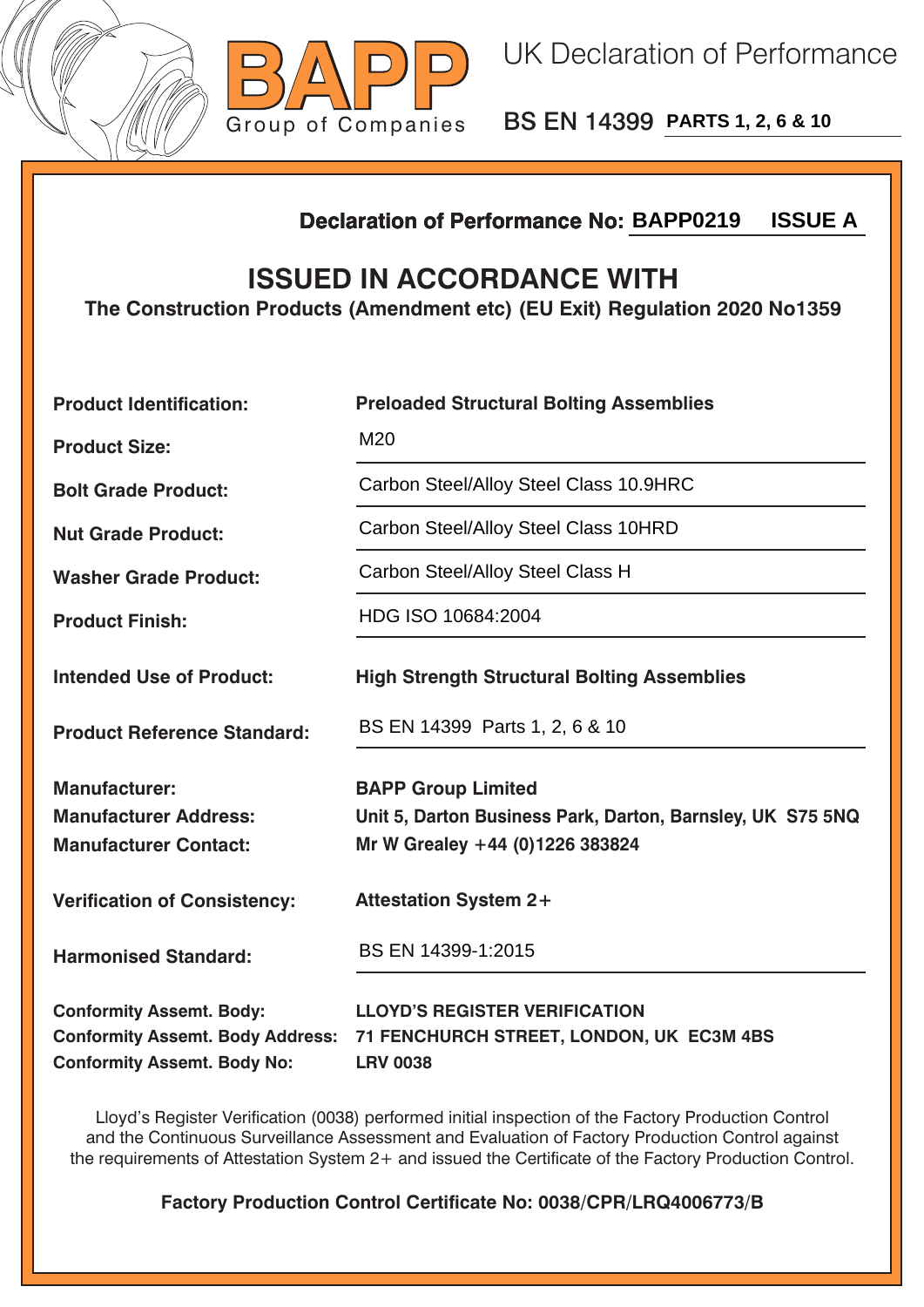BAPP
Group of Companies

# UK Declaration of Performance

BS EN 14399 **PARTS 1, 2, 6 & 10**

**Declaration of Performance No: BAPP0219 ISSUE A**

## ISSUED IN ACCORDANCE WITH

**The Construction Products (Amendment etc) (EU Exit) Regulation 2020 No1359**

| | |
|---|---|
| **Product Identification:** | **Preloaded Structural Bolting Assemblies** |
| **Product Size:** | M20 |
| **Bolt Grade Product:** | Carbon Steel/Alloy Steel Class 10.9HRC |
| **Nut Grade Product:** | Carbon Steel/Alloy Steel Class 10HRD |
| **Washer Grade Product:** | Carbon Steel/Alloy Steel Class H |
| **Product Finish:** | HDG ISO 10684:2004 |
| **Intended Use of Product:** | **High Strength Structural Bolting Assemblies** |
| **Product Reference Standard:** | BS EN 14399 Parts 1, 2, 6 & 10 |
| **Manufacturer:** | **BAPP Group Limited** |
| **Manufacturer Address:** | **Unit 5, Darton Business Park, Darton, Barnsley, UK S75 5NQ** |
| **Manufacturer Contact:** | **Mr W Grealey +44 (0)1226 383824** |
| **Verification of Consistency:** | **Attestation System 2+** |
| **Harmonised Standard:** | BS EN 14399-1:2015 |
| **Conformity Assemt. Body:** | **LLOYD'S REGISTER VERIFICATION** |
| **Conformity Assemt. Body Address:** | **71 FENCHURCH STREET, LONDON, UK EC3M 4BS** |
| **Conformity Assemt. Body No:** | **LRV 0038** |

Lloyd's Register Verification (0038) performed initial inspection of the Factory Production Control and the Continuous Surveillance Assessment and Evaluation of Factory Production Control against the requirements of Attestation System 2+ and issued the Certificate of the Factory Production Control.

**Factory Production Control Certificate No: 0038/CPR/LRQ4006773/B**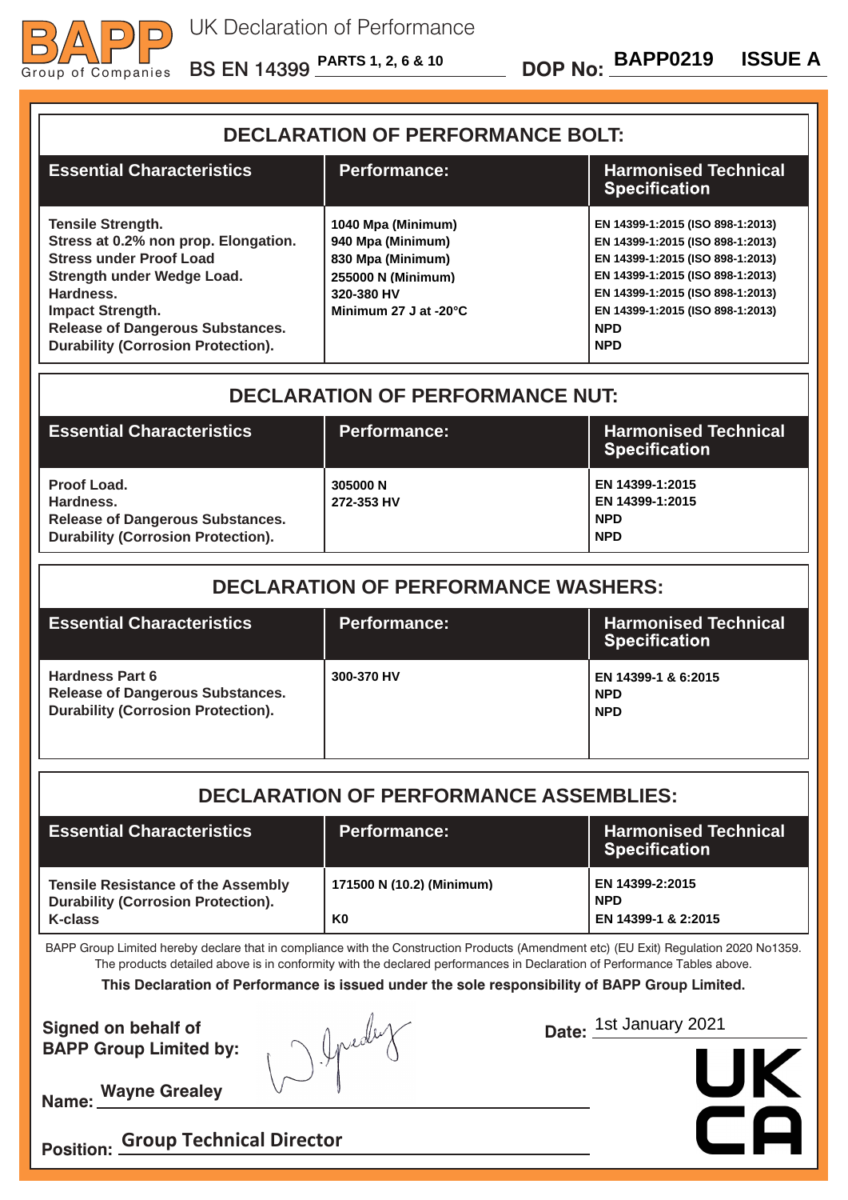BAPP Group of Companies

UK Declaration of Performance

BS EN 14399 PARTS 1, 2, 6 & 10 DOP No: BAPP0219 ISSUE A

## DECLARATION OF PERFORMANCE BOLT:

| Essential Characteristics | Performance: | Harmonised Technical Specification |
|---|---|---|
| Tensile Strength. | 1040 Mpa (Minimum) | EN 14399-1:2015 (ISO 898-1:2013) |
| Stress at 0.2% non prop. Elongation. | 940 Mpa (Minimum) | EN 14399-1:2015 (ISO 898-1:2013) |
| Stress under Proof Load | 830 Mpa (Minimum) | EN 14399-1:2015 (ISO 898-1:2013) |
| Strength under Wedge Load. | 255000 N (Minimum) | EN 14399-1:2015 (ISO 898-1:2013) |
| Hardness. | 320-380 HV | EN 14399-1:2015 (ISO 898-1:2013) |
| Impact Strength. | Minimum 27 J at -20°C | EN 14399-1:2015 (ISO 898-1:2013) |
| Release of Dangerous Substances. | | NPD |
| Durability (Corrosion Protection). | | NPD |

## DECLARATION OF PERFORMANCE NUT:

| Essential Characteristics | Performance: | Harmonised Technical Specification |
|---|---|---|
| Proof Load. | 305000 N | EN 14399-1:2015 |
| Hardness. | 272-353 HV | EN 14399-1:2015 |
| Release of Dangerous Substances. | | NPD |
| Durability (Corrosion Protection). | | NPD |

## DECLARATION OF PERFORMANCE WASHERS:

| Essential Characteristics | Performance: | Harmonised Technical Specification |
|---|---|---|
| Hardness Part 6 | 300-370 HV | EN 14399-1 & 6:2015 |
| Release of Dangerous Substances. | | NPD |
| Durability (Corrosion Protection). | | NPD |

## DECLARATION OF PERFORMANCE ASSEMBLIES:

| Essential Characteristics | Performance: | Harmonised Technical Specification |
|---|---|---|
| Tensile Resistance of the Assembly | 171500 N (10.2) (Minimum) | EN 14399-2:2015 |
| Durability (Corrosion Protection). | | NPD |
| K-class | K0 | EN 14399-1 & 2:2015 |

BAPP Group Limited hereby declare that in compliance with the Construction Products (Amendment etc) (EU Exit) Regulation 2020 No1359. The products detailed above is in conformity with the declared performances in Declaration of Performance Tables above.

**This Declaration of Performance is issued under the sole responsibility of BAPP Group Limited.**

**Signed on behalf of BAPP Group Limited by:**

**Date:** 1st January 2021

**Name:** Wayne Grealey

**Position:** Group Technical Director

UK CA